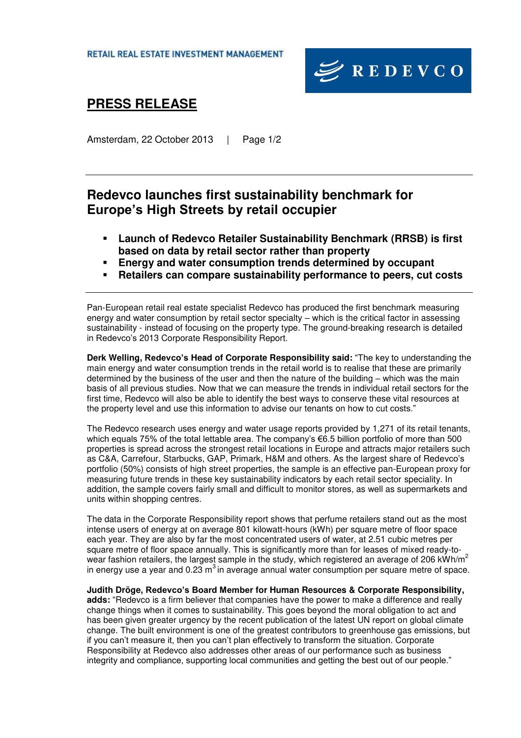RETAIL REAL ESTATE INVESTMENT MANAGEMENT

REDEVCO

# PRESS RELEASE

Amsterdam, 22 October 2013

## Redevco launches first sustainability benchmark for Europe's High Streets by retail occupier

- **Launch of Redevco Retailer Sustainability Benchmark (RRSB) is first based on data by retail sector rather than property**
- **Energy and water consumption trends determined by occupant**
- **Retailers can compare sustainability performance to peers, cut costs**

---

Pan-European retail real estate specialist Redevco has produced the first benchmark measuring energy and water consumption by retail sector specialty – which is the critical factor in assessing sustainability - instead of focusing on the property type. The ground-breaking research is detailed in Redevco's 2013 Corporate Responsibility Report.

**Derk Welling, Redevco's Head of Corporate Responsibility said:** "The key to understanding the main energy and water consumption trends in the retail world is to realise that these are primarily determined by the business of the user and then the nature of the building – which was the main basis of all previous studies. Now that we can measure the trends in individual retail sectors for the first time, Redevco will also be able to identify the best ways to conserve these vital resources at the property level and use this information to advise our tenants on how to cut costs."

The Redevco research uses energy and water usage reports provided by 1,271 of its retail tenants, which equals 75% of the total lettable area. The company's €6.5 billion portfolio of more than 500 properties is spread across the strongest retail locations in Europe and attracts major retailers such as C&A, Carrefour, Starbucks, GAP, Primark, H&M and others. As the largest share of Redevco's portfolio (50%) consists of high street properties, the sample is an effective pan-European proxy for measuring future trends in these key sustainability indicators by each retail sector speciality. In addition, the sample covers fairly small and difficult to monitor stores, as well as supermarkets and units within shopping centres.

The data in the Corporate Responsibility report shows that perfume retailers stand out as the most intense users of energy at on average 801 kilowatt-hours (kWh) per square metre of floor space each year. They are also by far the most concentrated users of water, at 2.51 cubic metres per square metre of floor space annually. This is significantly more than for leases of mixed ready-to-wear fashion retailers, the largest sample in the study, which registered an average of 206 kWh/m$^2$ in energy use a year and 0.23 m$^3$ in average annual water consumption per square metre of space.

**Judith Dröge, Redevco's Board Member for Human Resources & Corporate Responsibility, adds:** "Redevco is a firm believer that companies have the power to make a difference and really change things when it comes to sustainability. This goes beyond the moral obligation to act and has been given greater urgency by the recent publication of the latest UN report on global climate change. The built environment is one of the greatest contributors to greenhouse gas emissions, but if you can't measure it, then you can't plan effectively to transform the situation. Corporate Responsibility at Redevco also addresses other areas of our performance such as business integrity and compliance, supporting local communities and getting the best out of our people."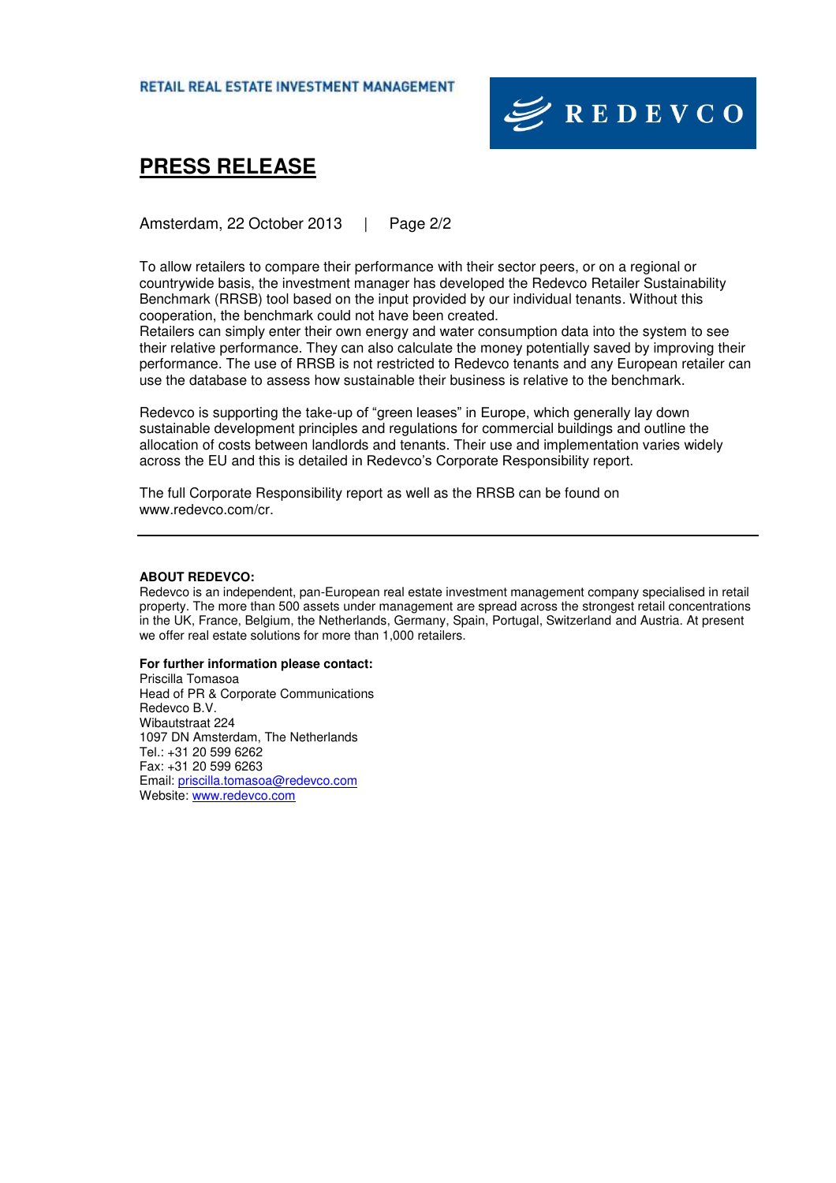To allow retailers to compare their performance with their sector peers, or on a regional or countrywide basis, the investment manager has developed the Redevco Retailer Sustainability Benchmark (RRSB) tool based on the input provided by our individual tenants. Without this cooperation, the benchmark could not have been created.
Retailers can simply enter their own energy and water consumption data into the system to see their relative performance. They can also calculate the money potentially saved by improving their performance. The use of RRSB is not restricted to Redevco tenants and any European retailer can use the database to assess how sustainable their business is relative to the benchmark.

Redevco is supporting the take-up of "green leases" in Europe, which generally lay down sustainable development principles and regulations for commercial buildings and outline the allocation of costs between landlords and tenants. Their use and implementation varies widely across the EU and this is detailed in Redevco's Corporate Responsibility report.

The full Corporate Responsibility report as well as the RRSB can be found on www.redevco.com/cr.

---

**ABOUT REDEVCO:**
Redevco is an independent, pan-European real estate investment management company specialised in retail property. The more than 500 assets under management are spread across the strongest retail concentrations in the UK, France, Belgium, the Netherlands, Germany, Spain, Portugal, Switzerland and Austria. At present we offer real estate solutions for more than 1,000 retailers.

**For further information please contact:**
Priscilla Tomasoa
Head of PR & Corporate Communications
Redevco B.V.
Wibautstraat 224
1097 DN Amsterdam, The Netherlands
Tel.: +31 20 599 6262
Fax: +31 20 599 6263
Email: priscilla.tomasoa@redevco.com
Website: www.redevco.com